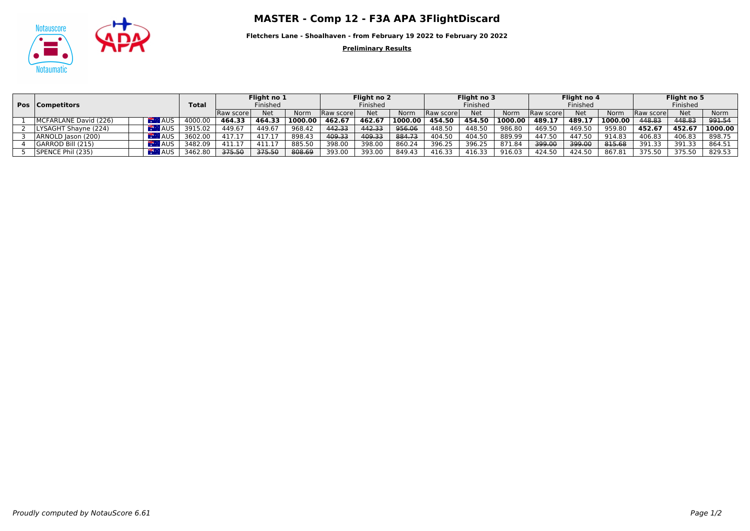# MASTER - Comp 12 - F3A APA 3FlightDiscard

**Fletchers Lane - Shoalhaven - from February 19 2022 to February 20 2022**

**Preliminary Results**

| Pos | Competitors | | Total | Flight no 1 Finished | | | Flight no 2 Finished | | | Flight no 3 Finished | | | Flight no 4 Finished | | | Flight no 5 Finished | | |
|---|---|---|---|---|---|---|---|---|---|---|---|---|---|---|---|---|---|---|
| | | | | Raw score | Net | Norm | Raw score | Net | Norm | Raw score | Net | Norm | Raw score | Net | Norm | Raw score | Net | Norm |
| 1 | MCFARLANE David (226) | AUS | 4000.00 | **464.33** | **464.33** | **1000.00** | **462.67** | **462.67** | **1000.00** | **454.50** | **454.50** | **1000.00** | **489.17** | **489.17** | **1000.00** | ~~448.83~~ | ~~448.83~~ | ~~991.54~~ |
| 2 | LYSAGHT Shayne (224) | AUS | 3915.02 | 449.67 | 449.67 | 968.42 | ~~442.33~~ | ~~442.33~~ | ~~956.06~~ | 448.50 | 448.50 | 986.80 | 469.50 | 469.50 | 959.80 | **452.67** | **452.67** | **1000.00** |
| 3 | ARNOLD Jason (200) | AUS | 3602.00 | 417.17 | 417.17 | 898.43 | ~~409.33~~ | ~~409.33~~ | ~~884.73~~ | 404.50 | 404.50 | 889.99 | 447.50 | 447.50 | 914.83 | 406.83 | 406.83 | 898.75 |
| 4 | GARROD Bill (215) | AUS | 3482.09 | 411.17 | 411.17 | 885.50 | 398.00 | 398.00 | 860.24 | 396.25 | 396.25 | 871.84 | ~~399.00~~ | ~~399.00~~ | ~~815.68~~ | 391.33 | 391.33 | 864.51 |
| 5 | SPENCE Phil (235) | AUS | 3462.80 | ~~375.50~~ | ~~375.50~~ | ~~808.69~~ | 393.00 | 393.00 | 849.43 | 416.33 | 416.33 | 916.03 | 424.50 | 424.50 | 867.81 | 375.50 | 375.50 | 829.53 |

*Proudly computed by NotauScore 6.61*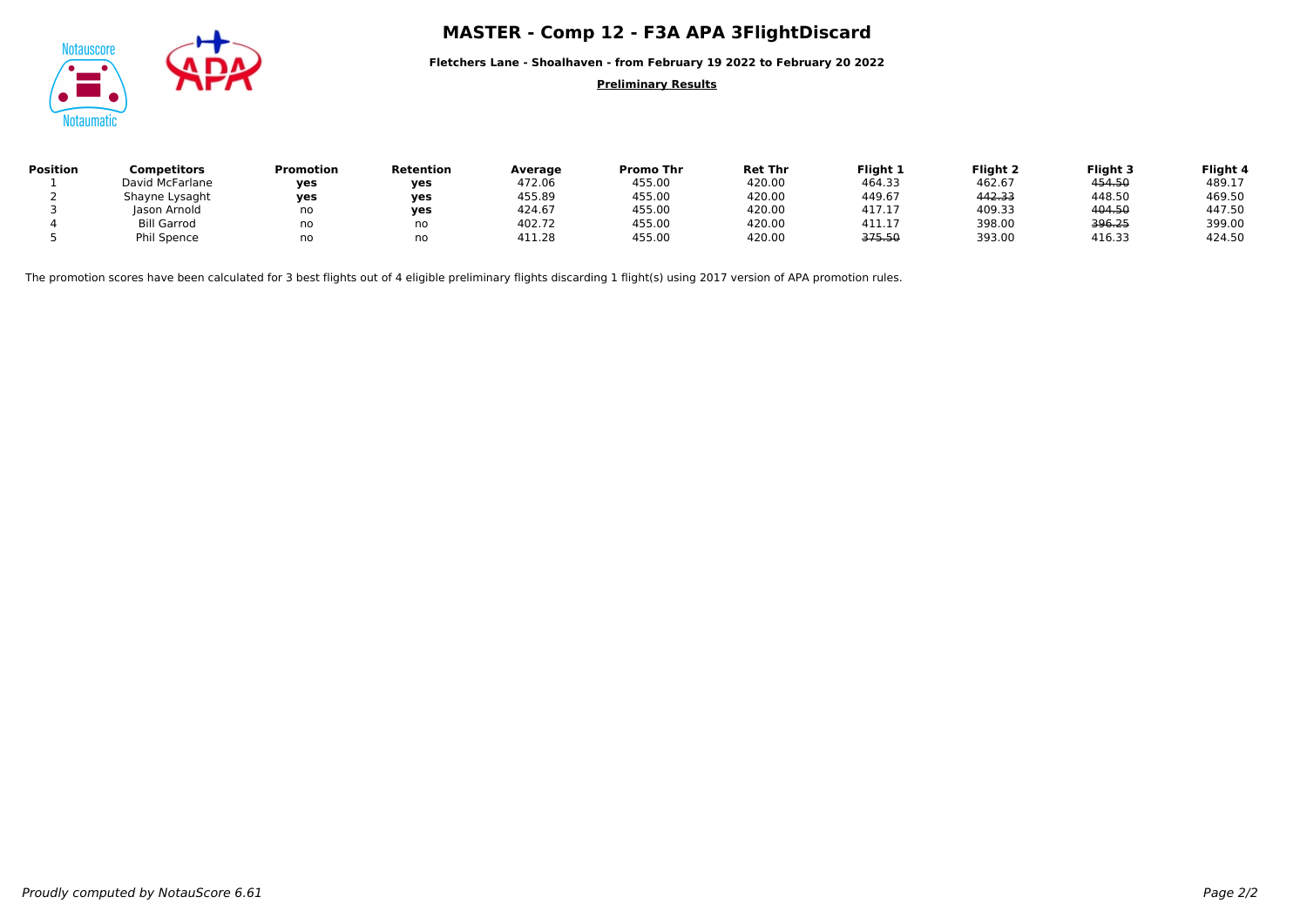# MASTER - Comp 12 - F3A APA 3FlightDiscard

**Fletchers Lane - Shoalhaven - from February 19 2022 to February 20 2022**

**Preliminary Results**

| Position | Competitors | Promotion | Retention | Average | Promo Thr | Ret Thr | Flight 1 | Flight 2 | Flight 3 | Flight 4 |
|---|---|---|---|---|---|---|---|---|---|---|
| 1 | David McFarlane | **yes** | **yes** | 472.06 | 455.00 | 420.00 | 464.33 | 462.67 | ~~454.50~~ | 489.17 |
| 2 | Shayne Lysaght | **yes** | **yes** | 455.89 | 455.00 | 420.00 | 449.67 | ~~442.33~~ | 448.50 | 469.50 |
| 3 | Jason Arnold | no | **yes** | 424.67 | 455.00 | 420.00 | 417.17 | 409.33 | ~~404.50~~ | 447.50 |
| 4 | Bill Garrod | no | no | 402.72 | 455.00 | 420.00 | 411.17 | 398.00 | ~~396.25~~ | 399.00 |
| 5 | Phil Spence | no | no | 411.28 | 455.00 | 420.00 | ~~375.50~~ | 393.00 | 416.33 | 424.50 |

The promotion scores have been calculated for 3 best flights out of 4 eligible preliminary flights discarding 1 flight(s) using 2017 version of APA promotion rules.

*Proudly computed by NotauScore 6.61*